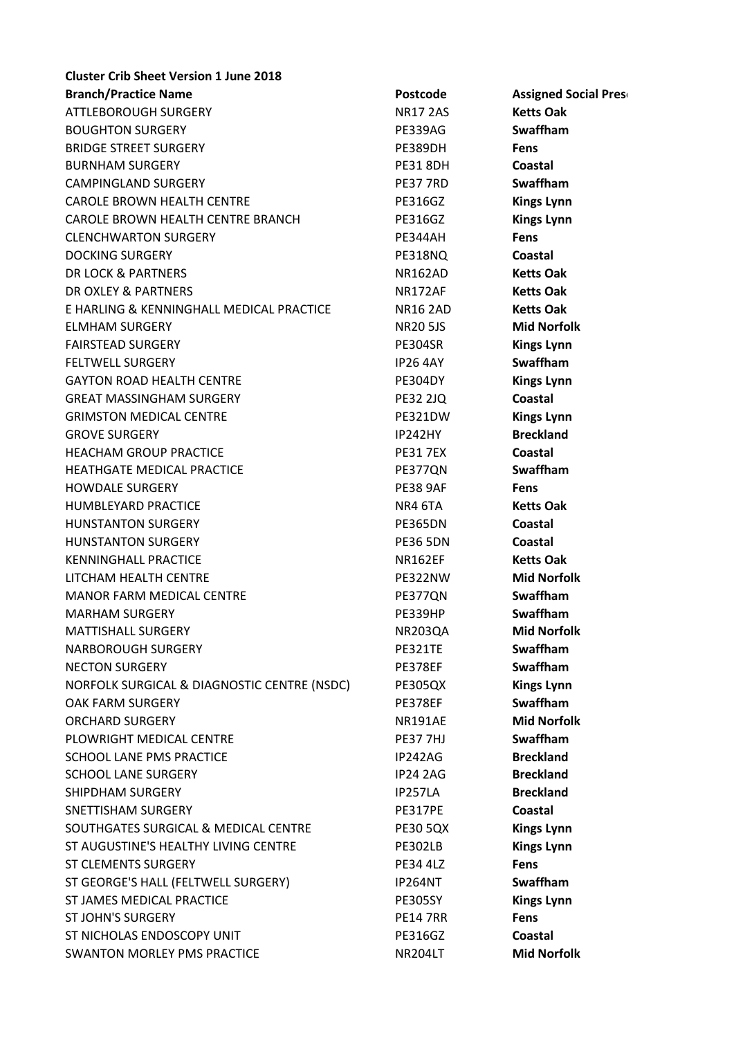**Cluster Crib Sheet Version 1 June 2018**

| **Branch/Practice Name** | **Postcode** | **Assigned Social Pres** |
|---|---|---|
| ATTLEBOROUGH SURGERY | NR17 2AS | **Ketts Oak** |
| BOUGHTON SURGERY | PE339AG | **Swaffham** |
| BRIDGE STREET SURGERY | PE389DH | **Fens** |
| BURNHAM SURGERY | PE31 8DH | **Coastal** |
| CAMPINGLAND SURGERY | PE37 7RD | **Swaffham** |
| CAROLE BROWN HEALTH CENTRE | PE316GZ | **Kings Lynn** |
| CAROLE BROWN HEALTH CENTRE BRANCH | PE316GZ | **Kings Lynn** |
| CLENCHWARTON SURGERY | PE344AH | **Fens** |
| DOCKING SURGERY | PE318NQ | **Coastal** |
| DR LOCK & PARTNERS | NR162AD | **Ketts Oak** |
| DR OXLEY & PARTNERS | NR172AF | **Ketts Oak** |
| E HARLING & KENNINGHALL MEDICAL PRACTICE | NR16 2AD | **Ketts Oak** |
| ELMHAM SURGERY | NR20 5JS | **Mid Norfolk** |
| FAIRSTEAD SURGERY | PE304SR | **Kings Lynn** |
| FELTWELL SURGERY | IP26 4AY | **Swaffham** |
| GAYTON ROAD HEALTH CENTRE | PE304DY | **Kings Lynn** |
| GREAT MASSINGHAM SURGERY | PE32 2JQ | **Coastal** |
| GRIMSTON MEDICAL CENTRE | PE321DW | **Kings Lynn** |
| GROVE SURGERY | IP242HY | **Breckland** |
| HEACHAM GROUP PRACTICE | PE31 7EX | **Coastal** |
| HEATHGATE MEDICAL PRACTICE | PE377QN | **Swaffham** |
| HOWDALE SURGERY | PE38 9AF | **Fens** |
| HUMBLEYARD PRACTICE | NR4 6TA | **Ketts Oak** |
| HUNSTANTON SURGERY | PE365DN | **Coastal** |
| HUNSTANTON SURGERY | PE36 5DN | **Coastal** |
| KENNINGHALL PRACTICE | NR162EF | **Ketts Oak** |
| LITCHAM HEALTH CENTRE | PE322NW | **Mid Norfolk** |
| MANOR FARM MEDICAL CENTRE | PE377QN | **Swaffham** |
| MARHAM SURGERY | PE339HP | **Swaffham** |
| MATTISHALL SURGERY | NR203QA | **Mid Norfolk** |
| NARBOROUGH SURGERY | PE321TE | **Swaffham** |
| NECTON SURGERY | PE378EF | **Swaffham** |
| NORFOLK SURGICAL & DIAGNOSTIC CENTRE (NSDC) | PE305QX | **Kings Lynn** |
| OAK FARM SURGERY | PE378EF | **Swaffham** |
| ORCHARD SURGERY | NR191AE | **Mid Norfolk** |
| PLOWRIGHT MEDICAL CENTRE | PE37 7HJ | **Swaffham** |
| SCHOOL LANE PMS PRACTICE | IP242AG | **Breckland** |
| SCHOOL LANE SURGERY | IP24 2AG | **Breckland** |
| SHIPDHAM SURGERY | IP257LA | **Breckland** |
| SNETTISHAM SURGERY | PE317PE | **Coastal** |
| SOUTHGATES SURGICAL & MEDICAL CENTRE | PE30 5QX | **Kings Lynn** |
| ST AUGUSTINE'S HEALTHY LIVING CENTRE | PE302LB | **Kings Lynn** |
| ST CLEMENTS SURGERY | PE34 4LZ | **Fens** |
| ST GEORGE'S HALL (FELTWELL SURGERY) | IP264NT | **Swaffham** |
| ST JAMES MEDICAL PRACTICE | PE305SY | **Kings Lynn** |
| ST JOHN'S SURGERY | PE14 7RR | **Fens** |
| ST NICHOLAS ENDOSCOPY UNIT | PE316GZ | **Coastal** |
| SWANTON MORLEY PMS PRACTICE | NR204LT | **Mid Norfolk** |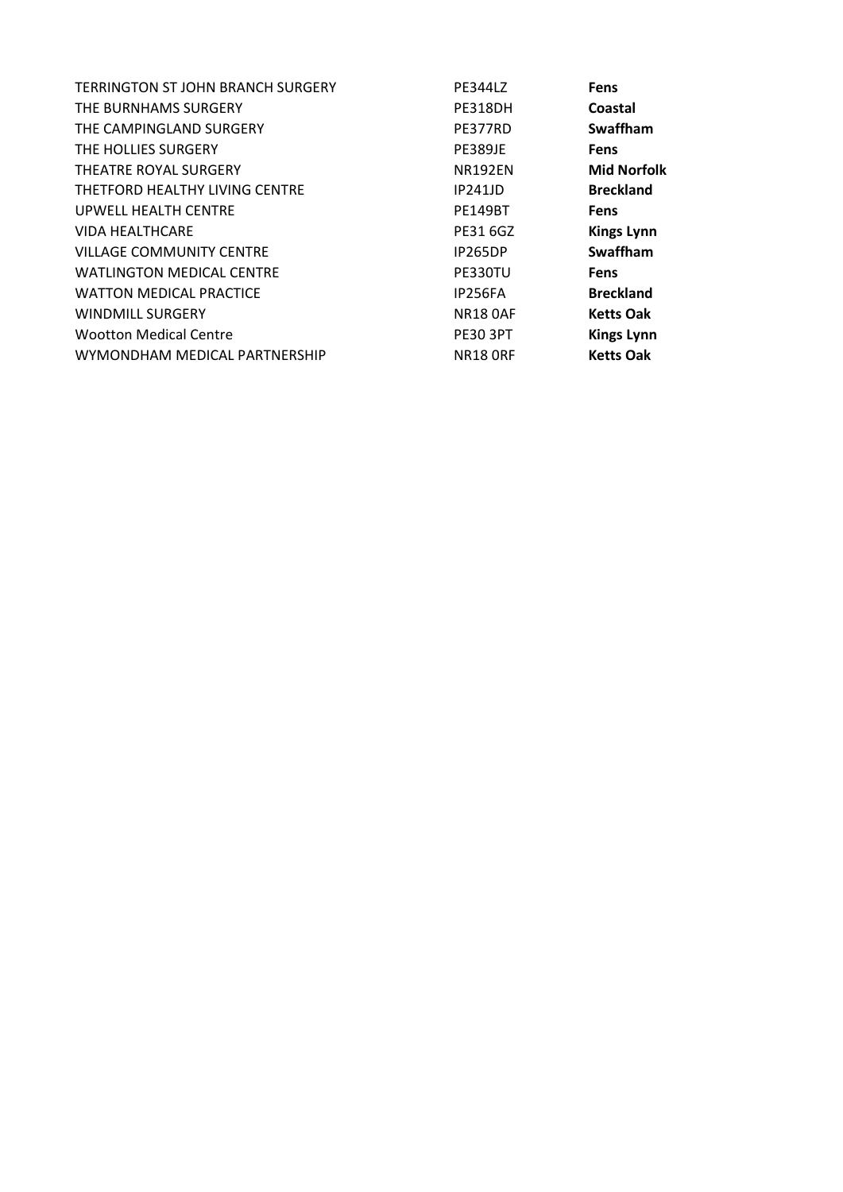| | | |
|---|---|---|
| TERRINGTON ST JOHN BRANCH SURGERY | PE344LZ | **Fens** |
| THE BURNHAMS SURGERY | PE318DH | **Coastal** |
| THE CAMPINGLAND SURGERY | PE377RD | **Swaffham** |
| THE HOLLIES SURGERY | PE389JE | **Fens** |
| THEATRE ROYAL SURGERY | NR192EN | **Mid Norfolk** |
| THETFORD HEALTHY LIVING CENTRE | IP241JD | **Breckland** |
| UPWELL HEALTH CENTRE | PE149BT | **Fens** |
| VIDA HEALTHCARE | PE31 6GZ | **Kings Lynn** |
| VILLAGE COMMUNITY CENTRE | IP265DP | **Swaffham** |
| WATLINGTON MEDICAL CENTRE | PE330TU | **Fens** |
| WATTON MEDICAL PRACTICE | IP256FA | **Breckland** |
| WINDMILL SURGERY | NR18 0AF | **Ketts Oak** |
| Wootton Medical Centre | PE30 3PT | **Kings Lynn** |
| WYMONDHAM MEDICAL PARTNERSHIP | NR18 0RF | **Ketts Oak** |